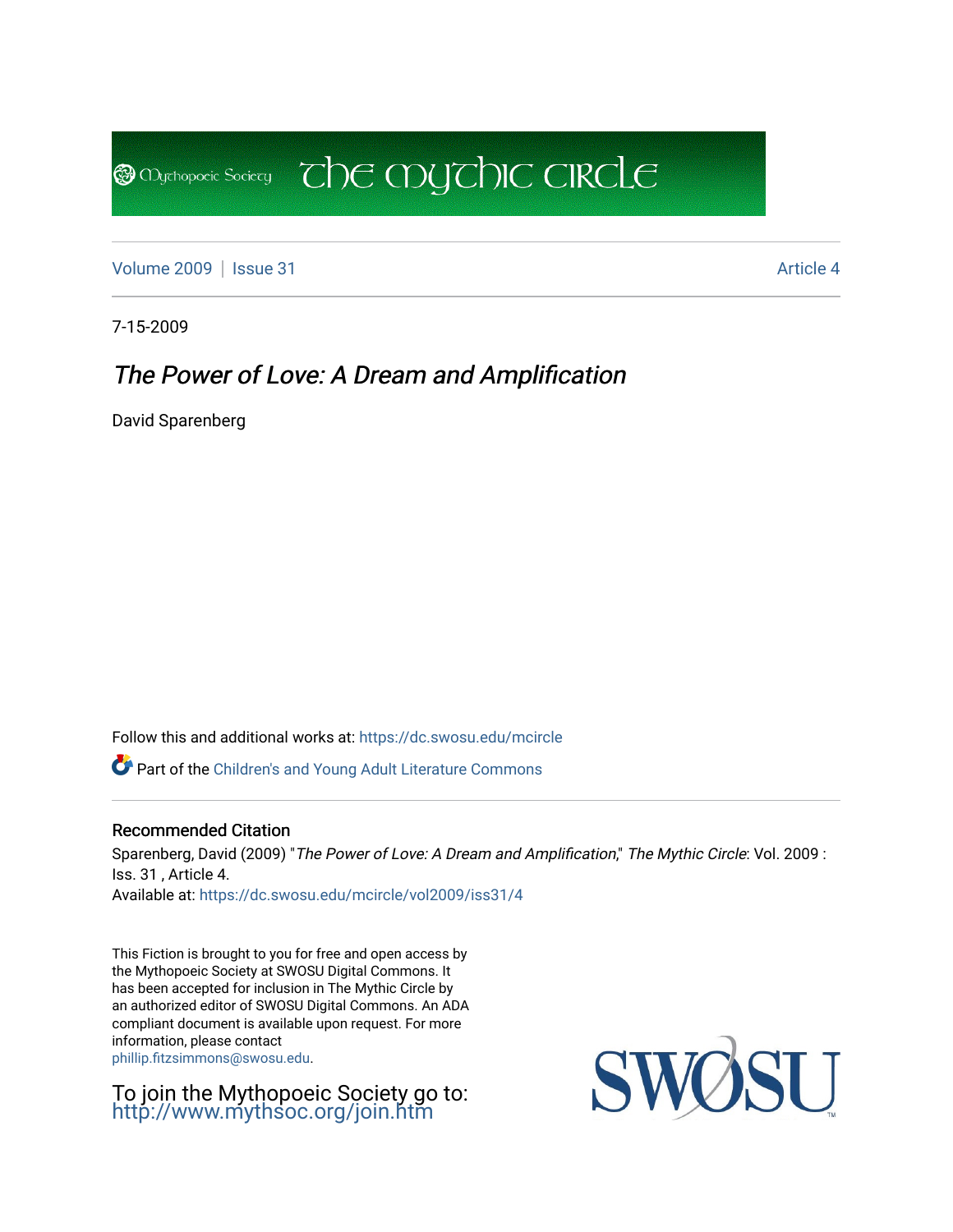Mythopoeic Society The Mythic Circle

Volume 2009 | Issue 31 Article 4

7-15-2009

# *The Power of Love: A Dream and Amplification*

David Sparenberg

Follow this and additional works at: https://dc.swosu.edu/mcircle

Part of the Children's and Young Adult Literature Commons

### Recommended Citation

Sparenberg, David (2009) "*The Power of Love: A Dream and Amplification*," *The Mythic Circle*: Vol. 2009 : Iss. 31 , Article 4.
Available at: https://dc.swosu.edu/mcircle/vol2009/iss31/4

This Fiction is brought to you for free and open access by the Mythopoeic Society at SWOSU Digital Commons. It has been accepted for inclusion in The Mythic Circle by an authorized editor of SWOSU Digital Commons. An ADA compliant document is available upon request. For more information, please contact phillip.fitzsimmons@swosu.edu.

To join the Mythopoeic Society go to: http://www.mythsoc.org/join.htm

SWOSU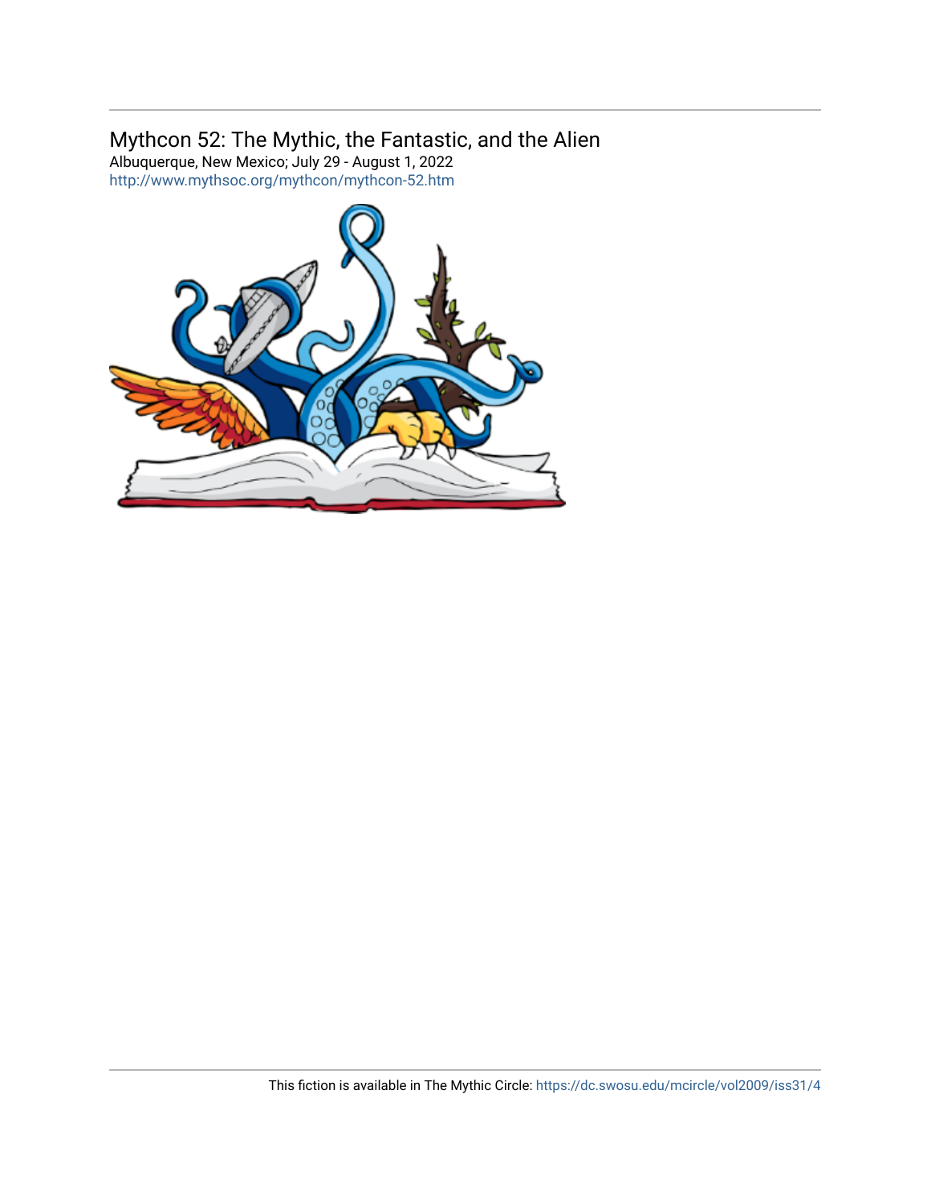Mythcon 52: The Mythic, the Fantastic, and the Alien

Albuquerque, New Mexico; July 29 - August 1, 2022

http://www.mythsoc.org/mythcon/mythcon-52.htm

This fiction is available in The Mythic Circle: https://dc.swosu.edu/mcircle/vol2009/iss31/4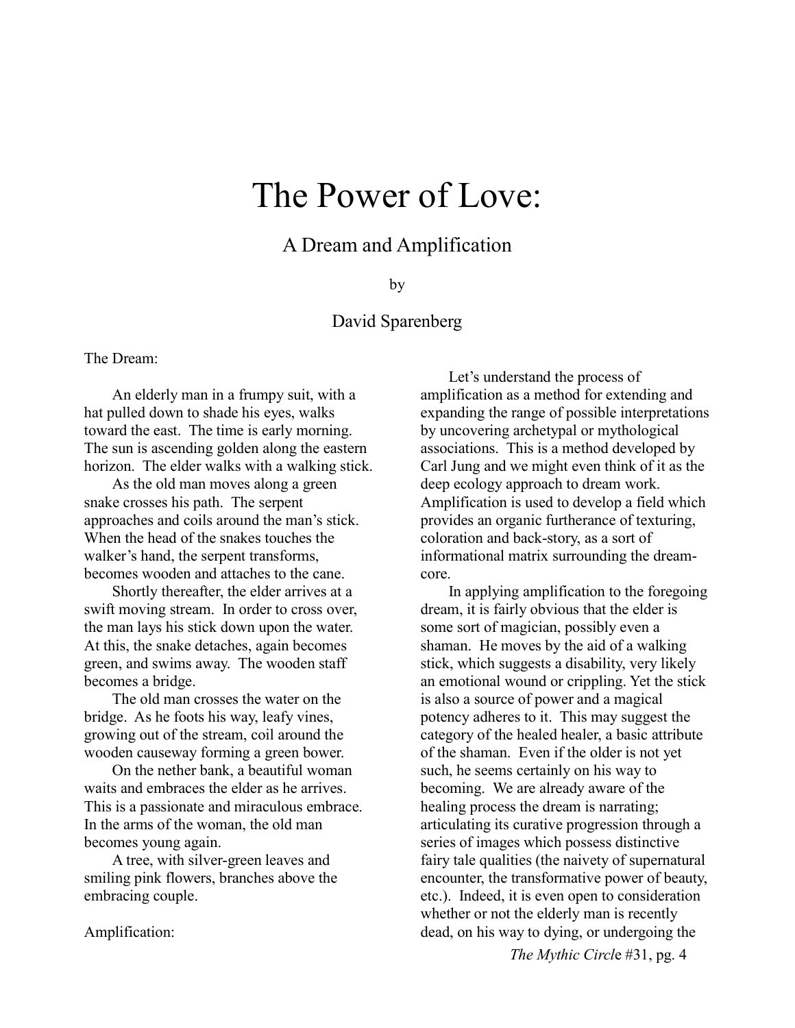# The Power of Love:

## A Dream and Amplification

by

David Sparenberg

The Dream:

An elderly man in a frumpy suit, with a hat pulled down to shade his eyes, walks toward the east. The time is early morning. The sun is ascending golden along the eastern horizon. The elder walks with a walking stick.

As the old man moves along a green snake crosses his path. The serpent approaches and coils around the man's stick. When the head of the snakes touches the walker's hand, the serpent transforms, becomes wooden and attaches to the cane.

Shortly thereafter, the elder arrives at a swift moving stream. In order to cross over, the man lays his stick down upon the water. At this, the snake detaches, again becomes green, and swims away. The wooden staff becomes a bridge.

The old man crosses the water on the bridge. As he foots his way, leafy vines, growing out of the stream, coil around the wooden causeway forming a green bower.

On the nether bank, a beautiful woman waits and embraces the elder as he arrives. This is a passionate and miraculous embrace. In the arms of the woman, the old man becomes young again.

A tree, with silver-green leaves and smiling pink flowers, branches above the embracing couple.

Amplification:

Let's understand the process of amplification as a method for extending and expanding the range of possible interpretations by uncovering archetypal or mythological associations. This is a method developed by Carl Jung and we might even think of it as the deep ecology approach to dream work. Amplification is used to develop a field which provides an organic furtherance of texturing, coloration and back-story, as a sort of informational matrix surrounding the dream-core.

In applying amplification to the foregoing dream, it is fairly obvious that the elder is some sort of magician, possibly even a shaman. He moves by the aid of a walking stick, which suggests a disability, very likely an emotional wound or crippling. Yet the stick is also a source of power and a magical potency adheres to it. This may suggest the category of the healed healer, a basic attribute of the shaman. Even if the older is not yet such, he seems certainly on his way to becoming. We are already aware of the healing process the dream is narrating; articulating its curative progression through a series of images which possess distinctive fairy tale qualities (the naivety of supernatural encounter, the transformative power of beauty, etc.). Indeed, it is even open to consideration whether or not the elderly man is recently dead, on his way to dying, or undergoing the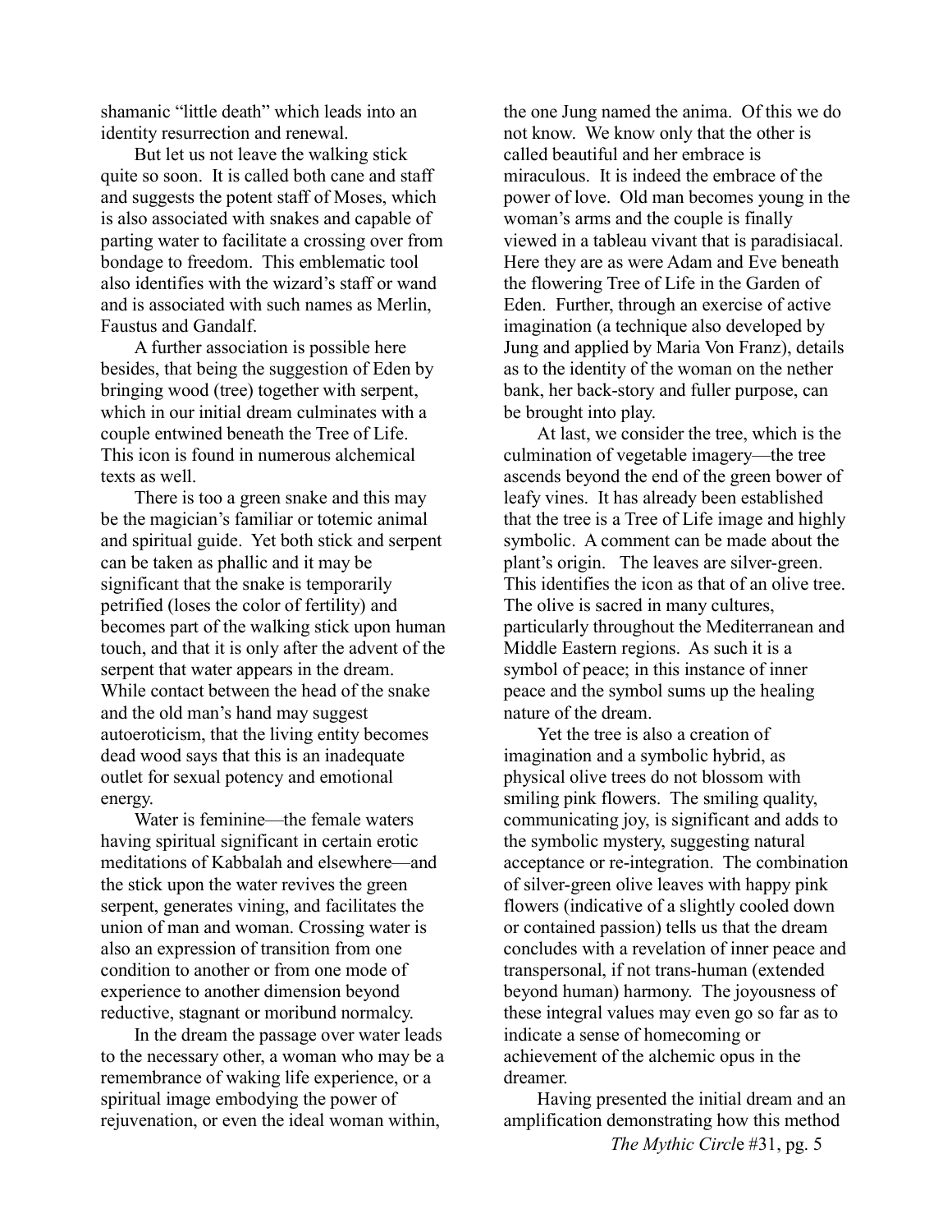shamanic "little death" which leads into an identity resurrection and renewal.

But let us not leave the walking stick quite so soon. It is called both cane and staff and suggests the potent staff of Moses, which is also associated with snakes and capable of parting water to facilitate a crossing over from bondage to freedom. This emblematic tool also identifies with the wizard's staff or wand and is associated with such names as Merlin, Faustus and Gandalf.

A further association is possible here besides, that being the suggestion of Eden by bringing wood (tree) together with serpent, which in our initial dream culminates with a couple entwined beneath the Tree of Life. This icon is found in numerous alchemical texts as well.

There is too a green snake and this may be the magician's familiar or totemic animal and spiritual guide. Yet both stick and serpent can be taken as phallic and it may be significant that the snake is temporarily petrified (loses the color of fertility) and becomes part of the walking stick upon human touch, and that it is only after the advent of the serpent that water appears in the dream. While contact between the head of the snake and the old man's hand may suggest autoeroticism, that the living entity becomes dead wood says that this is an inadequate outlet for sexual potency and emotional energy.

Water is feminine—the female waters having spiritual significant in certain erotic meditations of Kabbalah and elsewhere—and the stick upon the water revives the green serpent, generates vining, and facilitates the union of man and woman. Crossing water is also an expression of transition from one condition to another or from one mode of experience to another dimension beyond reductive, stagnant or moribund normalcy.

In the dream the passage over water leads to the necessary other, a woman who may be a remembrance of waking life experience, or a spiritual image embodying the power of rejuvenation, or even the ideal woman within, the one Jung named the anima. Of this we do not know. We know only that the other is called beautiful and her embrace is miraculous. It is indeed the embrace of the power of love. Old man becomes young in the woman's arms and the couple is finally viewed in a tableau vivant that is paradisiacal. Here they are as were Adam and Eve beneath the flowering Tree of Life in the Garden of Eden. Further, through an exercise of active imagination (a technique also developed by Jung and applied by Maria Von Franz), details as to the identity of the woman on the nether bank, her back-story and fuller purpose, can be brought into play.

At last, we consider the tree, which is the culmination of vegetable imagery—the tree ascends beyond the end of the green bower of leafy vines. It has already been established that the tree is a Tree of Life image and highly symbolic. A comment can be made about the plant's origin. The leaves are silver-green. This identifies the icon as that of an olive tree. The olive is sacred in many cultures, particularly throughout the Mediterranean and Middle Eastern regions. As such it is a symbol of peace; in this instance of inner peace and the symbol sums up the healing nature of the dream.

Yet the tree is also a creation of imagination and a symbolic hybrid, as physical olive trees do not blossom with smiling pink flowers. The smiling quality, communicating joy, is significant and adds to the symbolic mystery, suggesting natural acceptance or re-integration. The combination of silver-green olive leaves with happy pink flowers (indicative of a slightly cooled down or contained passion) tells us that the dream concludes with a revelation of inner peace and transpersonal, if not trans-human (extended beyond human) harmony. The joyousness of these integral values may even go so far as to indicate a sense of homecoming or achievement of the alchemic opus in the dreamer.

Having presented the initial dream and an amplification demonstrating how this method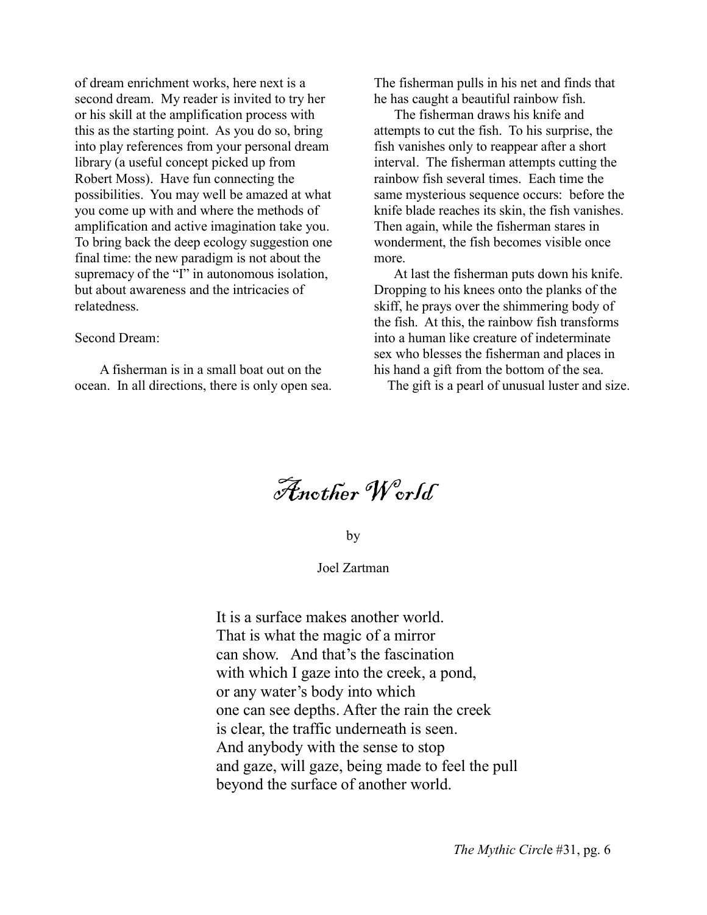of dream enrichment works, here next is a second dream. My reader is invited to try her or his skill at the amplification process with this as the starting point. As you do so, bring into play references from your personal dream library (a useful concept picked up from Robert Moss). Have fun connecting the possibilities. You may well be amazed at what you come up with and where the methods of amplification and active imagination take you. To bring back the deep ecology suggestion one final time: the new paradigm is not about the supremacy of the "I" in autonomous isolation, but about awareness and the intricacies of relatedness.

Second Dream:

A fisherman is in a small boat out on the ocean. In all directions, there is only open sea. The fisherman pulls in his net and finds that he has caught a beautiful rainbow fish.

The fisherman draws his knife and attempts to cut the fish. To his surprise, the fish vanishes only to reappear after a short interval. The fisherman attempts cutting the rainbow fish several times. Each time the same mysterious sequence occurs: before the knife blade reaches its skin, the fish vanishes. Then again, while the fisherman stares in wonderment, the fish becomes visible once more.

At last the fisherman puts down his knife. Dropping to his knees onto the planks of the skiff, he prays over the shimmering body of the fish. At this, the rainbow fish transforms into a human like creature of indeterminate sex who blesses the fisherman and places in his hand a gift from the bottom of the sea.

The gift is a pearl of unusual luster and size.

# Another World

by

Joel Zartman

It is a surface makes another world.  
That is what the magic of a mirror  
can show. And that's the fascination  
with which I gaze into the creek, a pond,  
or any water's body into which  
one can see depths. After the rain the creek  
is clear, the traffic underneath is seen.  
And anybody with the sense to stop  
and gaze, will gaze, being made to feel the pull  
beyond the surface of another world.